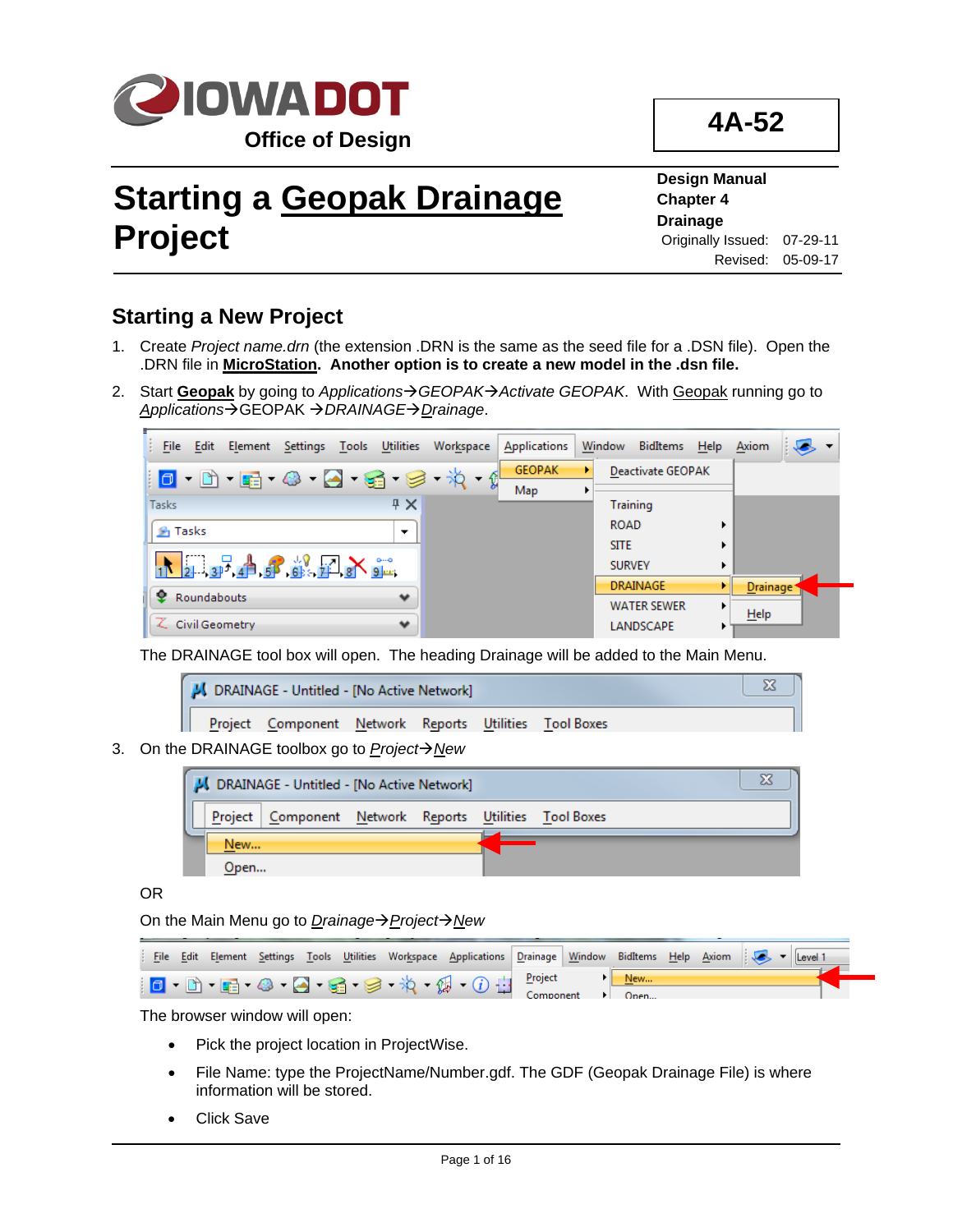IOWA DOT
Office of Design

**4A-52**

# Starting a Geopak Drainage Project

**Design Manual**
**Chapter 4**
**Drainage**
Originally Issued: 07-29-11
Revised: 05-09-17

## Starting a New Project

1. Create *Project name.drn* (the extension .DRN is the same as the seed file for a .DSN file). Open the .DRN file in **MicroStation**. **Another option is to create a new model in the .dsn file.**
2. Start **Geopak** by going to *Applications→GEOPAK→Activate GEOPAK*. With Geopak running go to *Applications*→GEOPAK →*DRAINAGE*→*Drainage*.

   The DRAINAGE tool box will open. The heading Drainage will be added to the Main Menu.
3. On the DRAINAGE toolbox go to *Project→New*

   OR

   On the Main Menu go to *Drainage→Project→New*

   The browser window will open:

   - Pick the project location in ProjectWise.
   - File Name: type the ProjectName/Number.gdf. The GDF (Geopak Drainage File) is where information will be stored.
   - Click Save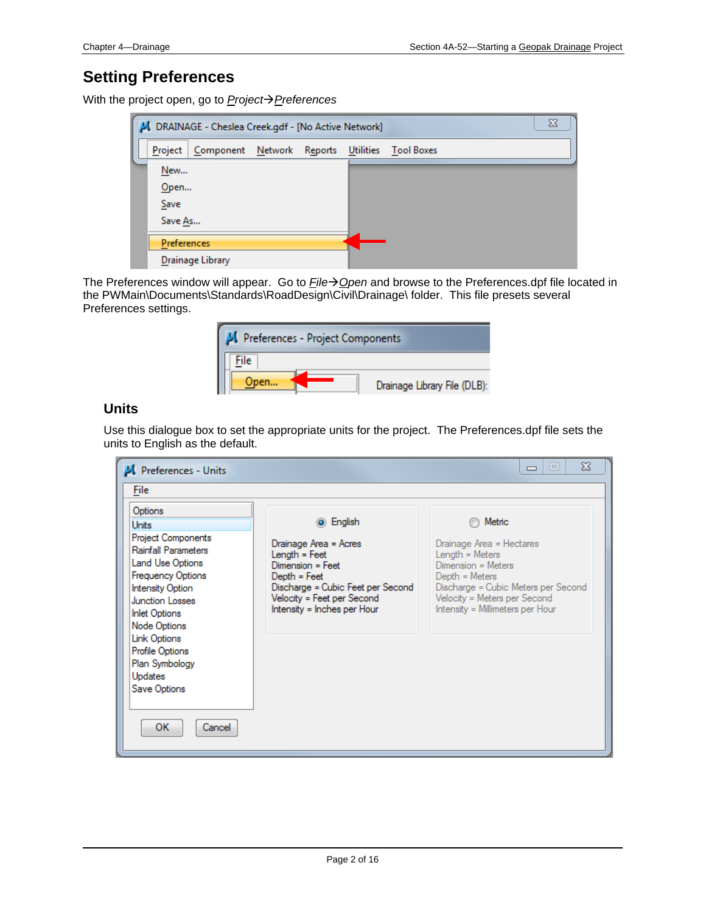# Setting Preferences

With the project open, go to *Project→Preferences*

The Preferences window will appear. Go to *File→Open* and browse to the Preferences.dpf file located in the PWMain\Documents\Standards\RoadDesign\Civil\Drainage\ folder. This file presets several Preferences settings.

## Units

Use this dialogue box to set the appropriate units for the project. The Preferences.dpf file sets the units to English as the default.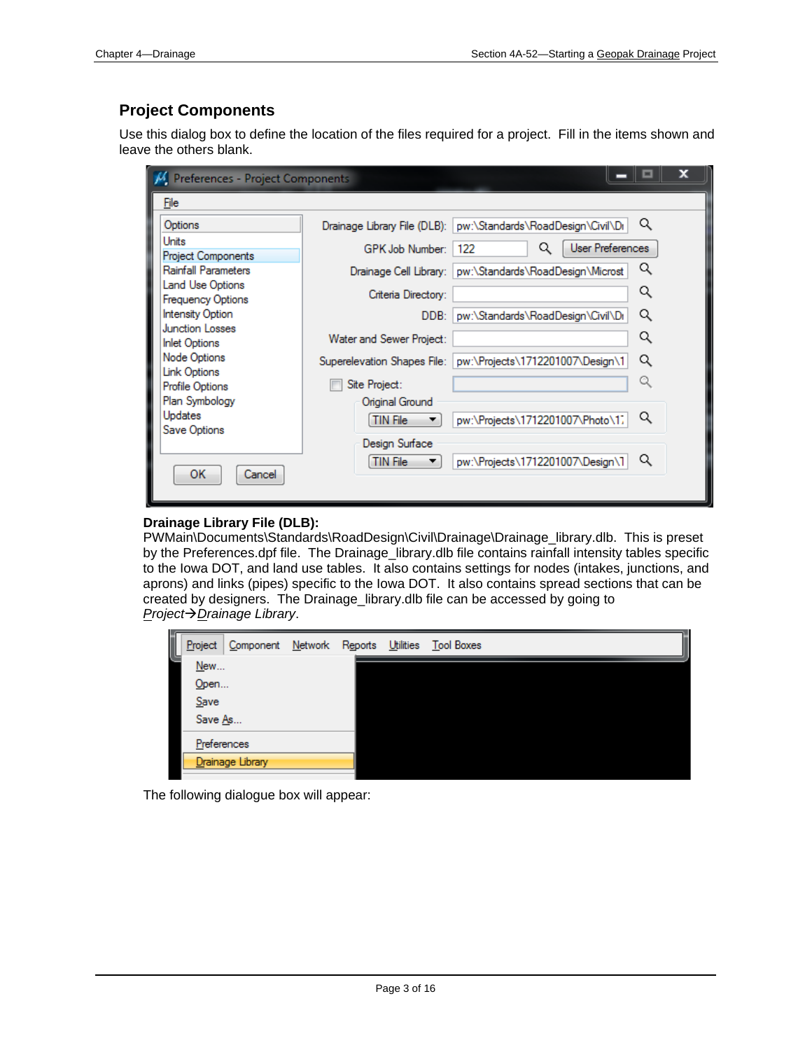## Project Components

Use this dialog box to define the location of the files required for a project. Fill in the items shown and leave the others blank.

**Drainage Library File (DLB):**
PWMain\Documents\Standards\RoadDesign\Civil\Drainage\Drainage_library.dlb. This is preset by the Preferences.dpf file. The Drainage_library.dlb file contains rainfall intensity tables specific to the Iowa DOT, and land use tables. It also contains settings for nodes (intakes, junctions, and aprons) and links (pipes) specific to the Iowa DOT. It also contains spread sections that can be created by designers. The Drainage_library.dlb file can be accessed by going to *Project→Drainage Library*.

The following dialogue box will appear: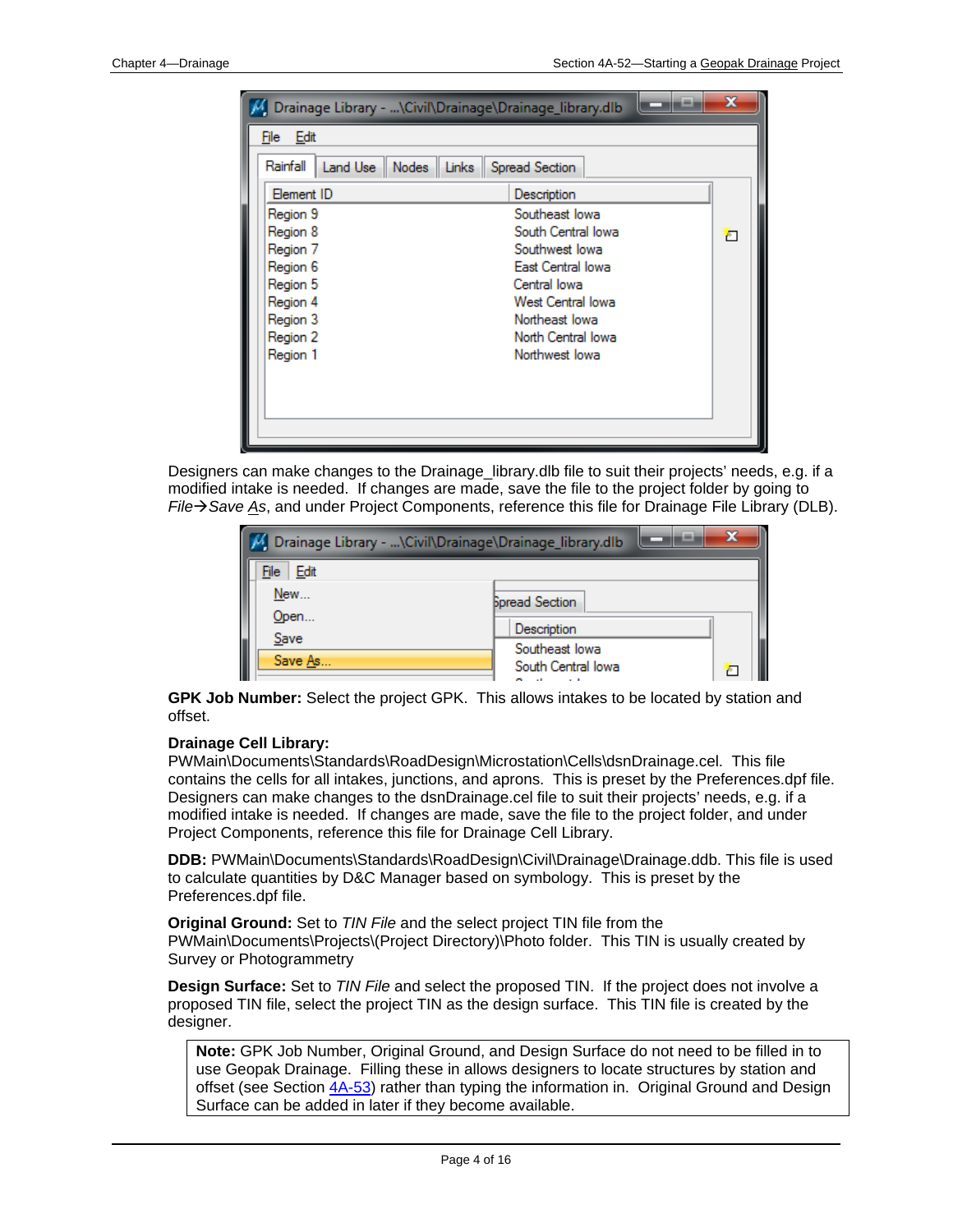Designers can make changes to the Drainage_library.dlb file to suit their projects' needs, e.g. if a modified intake is needed. If changes are made, save the file to the project folder by going to *File→Save As*, and under Project Components, reference this file for Drainage File Library (DLB).

**GPK Job Number:** Select the project GPK. This allows intakes to be located by station and offset.

**Drainage Cell Library:** PWMain\Documents\Standards\RoadDesign\Microstation\Cells\dsnDrainage.cel. This file contains the cells for all intakes, junctions, and aprons. This is preset by the Preferences.dpf file. Designers can make changes to the dsnDrainage.cel file to suit their projects' needs, e.g. if a modified intake is needed. If changes are made, save the file to the project folder, and under Project Components, reference this file for Drainage Cell Library.

**DDB:** PWMain\Documents\Standards\RoadDesign\Civil\Drainage\Drainage.ddb. This file is used to calculate quantities by D&C Manager based on symbology. This is preset by the Preferences.dpf file.

**Original Ground:** Set to *TIN File* and the select project TIN file from the PWMain\Documents\Projects\(Project Directory)\Photo folder. This TIN is usually created by Survey or Photogrammetry

**Design Surface:** Set to *TIN File* and select the proposed TIN. If the project does not involve a proposed TIN file, select the project TIN as the design surface. This TIN file is created by the designer.

> **Note:** GPK Job Number, Original Ground, and Design Surface do not need to be filled in to use Geopak Drainage. Filling these in allows designers to locate structures by station and offset (see Section 4A-53) rather than typing the information in. Original Ground and Design Surface can be added in later if they become available.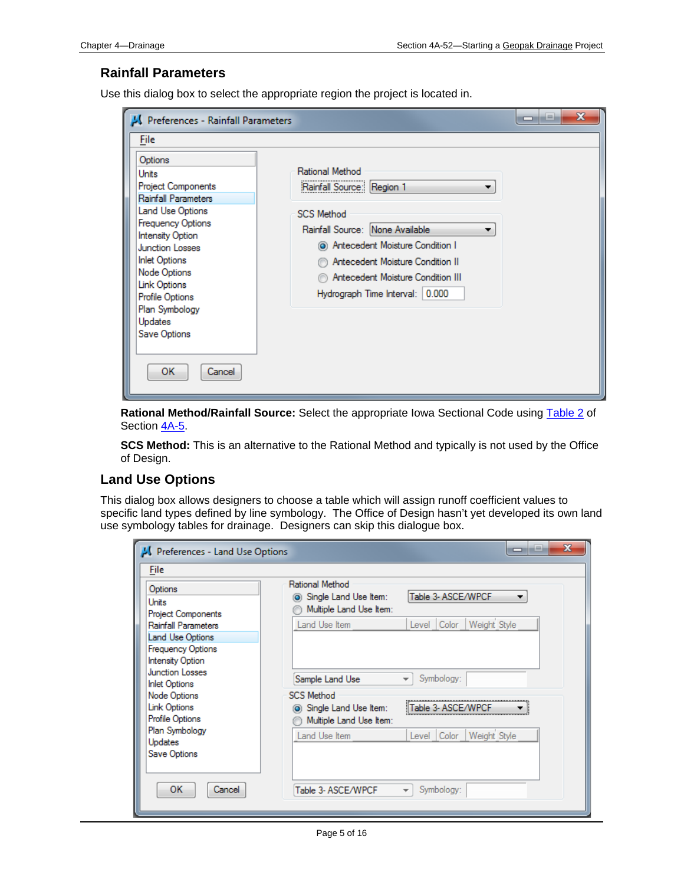## Rainfall Parameters

Use this dialog box to select the appropriate region the project is located in.

**Rational Method/Rainfall Source:** Select the appropriate Iowa Sectional Code using Table 2 of Section 4A-5.

**SCS Method:** This is an alternative to the Rational Method and typically is not used by the Office of Design.

## Land Use Options

This dialog box allows designers to choose a table which will assign runoff coefficient values to specific land types defined by line symbology. The Office of Design hasn't yet developed its own land use symbology tables for drainage. Designers can skip this dialogue box.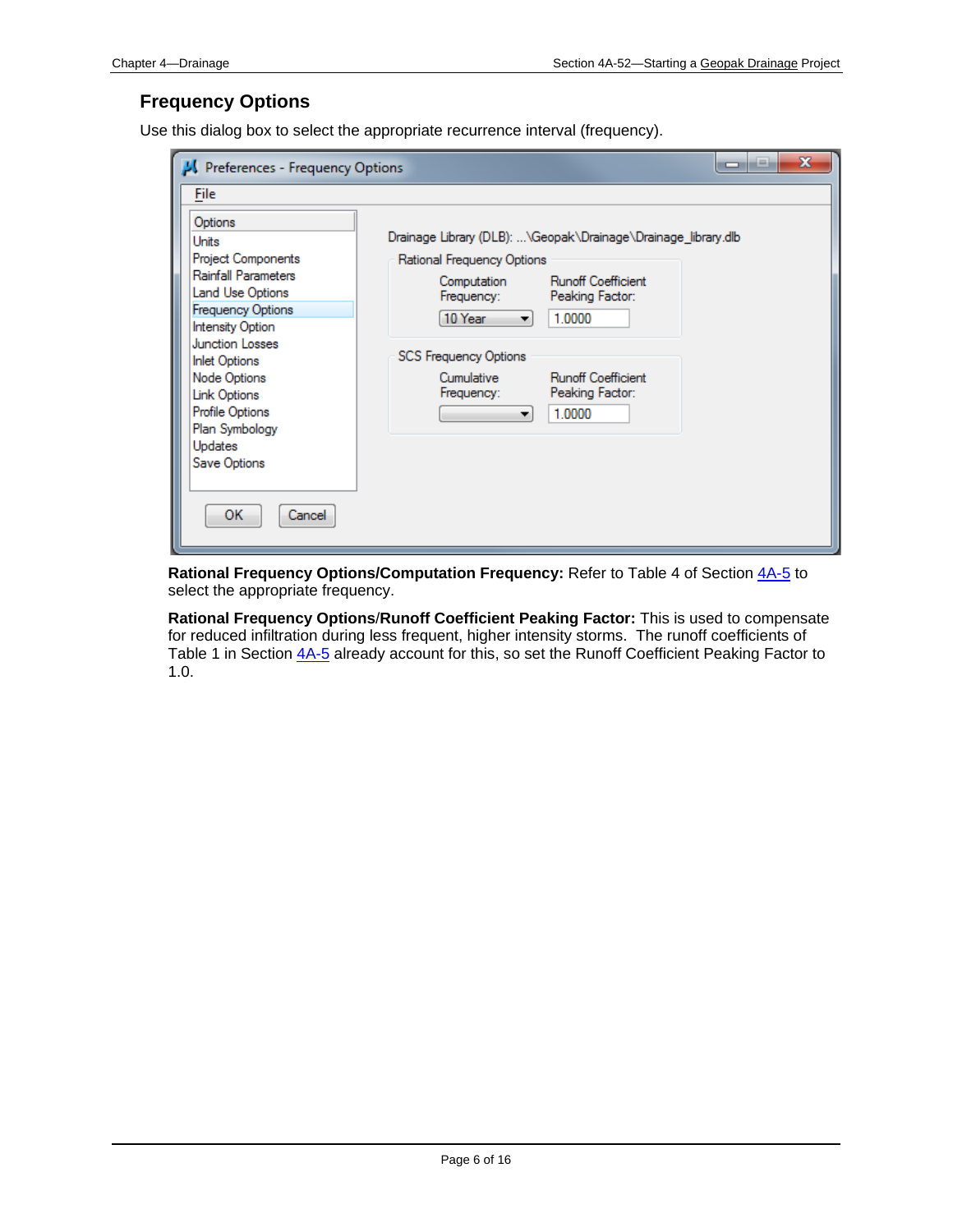## Frequency Options

Use this dialog box to select the appropriate recurrence interval (frequency).

**Rational Frequency Options/Computation Frequency:** Refer to Table 4 of Section 4A-5 to select the appropriate frequency.

**Rational Frequency Options/Runoff Coefficient Peaking Factor:** This is used to compensate for reduced infiltration during less frequent, higher intensity storms. The runoff coefficients of Table 1 in Section 4A-5 already account for this, so set the Runoff Coefficient Peaking Factor to 1.0.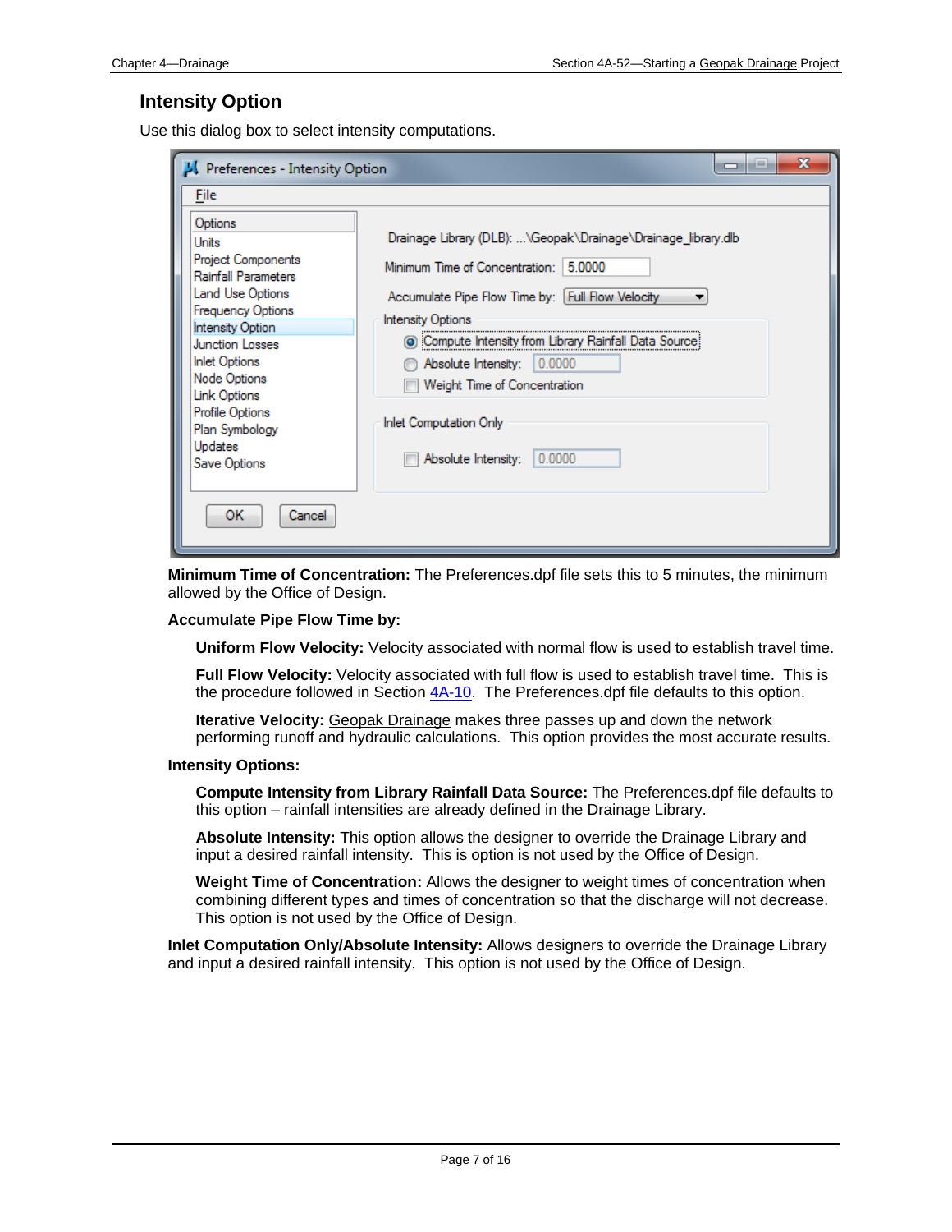## Intensity Option

Use this dialog box to select intensity computations.

**Minimum Time of Concentration:** The Preferences.dpf file sets this to 5 minutes, the minimum allowed by the Office of Design.

**Accumulate Pipe Flow Time by:**

**Uniform Flow Velocity:** Velocity associated with normal flow is used to establish travel time.

**Full Flow Velocity:** Velocity associated with full flow is used to establish travel time. This is the procedure followed in Section 4A-10. The Preferences.dpf file defaults to this option.

**Iterative Velocity:** Geopak Drainage makes three passes up and down the network performing runoff and hydraulic calculations. This option provides the most accurate results.

**Intensity Options:**

**Compute Intensity from Library Rainfall Data Source:** The Preferences.dpf file defaults to this option – rainfall intensities are already defined in the Drainage Library.

**Absolute Intensity:** This option allows the designer to override the Drainage Library and input a desired rainfall intensity. This is option is not used by the Office of Design.

**Weight Time of Concentration:** Allows the designer to weight times of concentration when combining different types and times of concentration so that the discharge will not decrease. This option is not used by the Office of Design.

**Inlet Computation Only/Absolute Intensity:** Allows designers to override the Drainage Library and input a desired rainfall intensity. This option is not used by the Office of Design.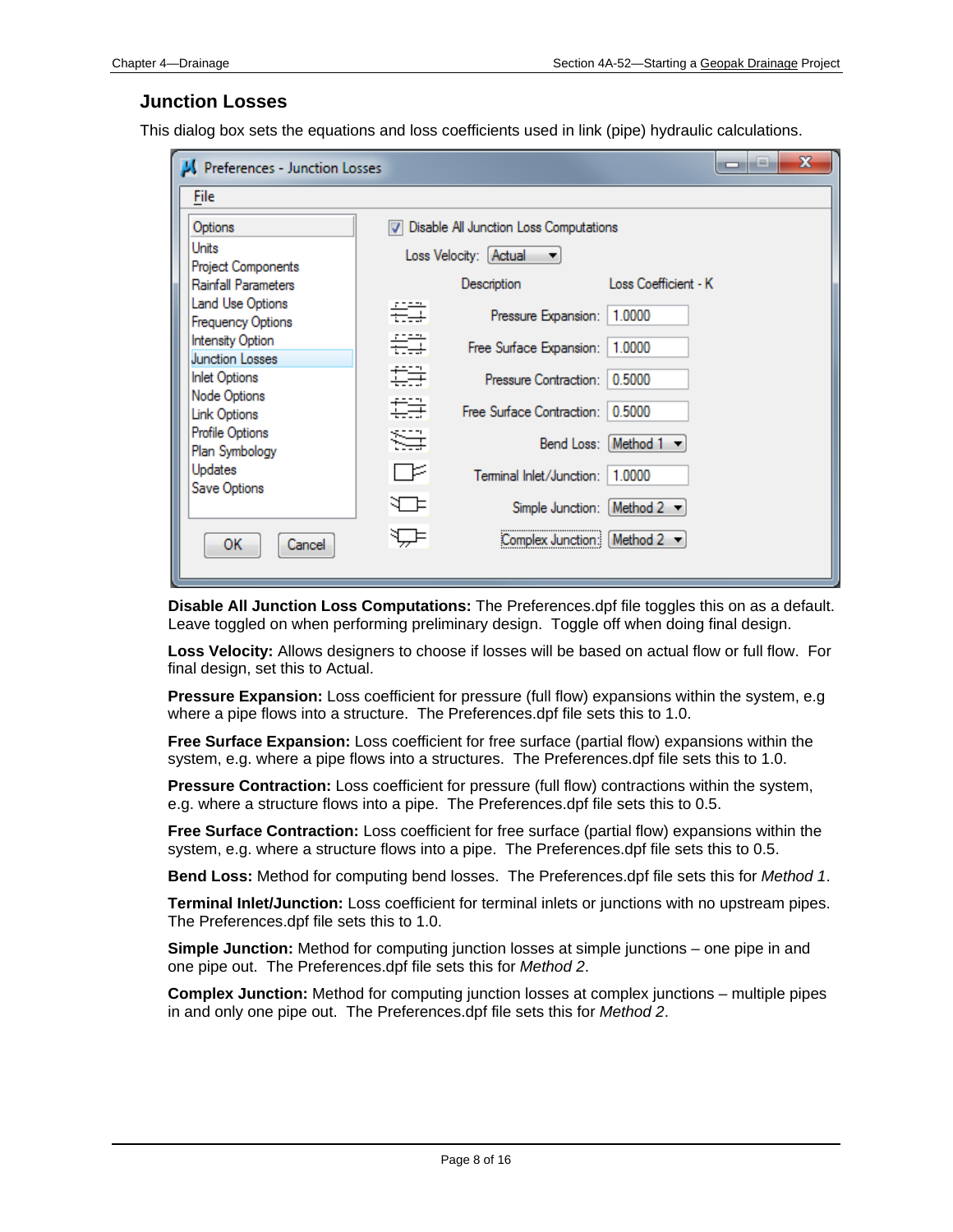## Junction Losses

This dialog box sets the equations and loss coefficients used in link (pipe) hydraulic calculations.

**Disable All Junction Loss Computations:** The Preferences.dpf file toggles this on as a default. Leave toggled on when performing preliminary design. Toggle off when doing final design.

**Loss Velocity:** Allows designers to choose if losses will be based on actual flow or full flow. For final design, set this to Actual.

**Pressure Expansion:** Loss coefficient for pressure (full flow) expansions within the system, e.g where a pipe flows into a structure. The Preferences.dpf file sets this to 1.0.

**Free Surface Expansion:** Loss coefficient for free surface (partial flow) expansions within the system, e.g. where a pipe flows into a structures. The Preferences.dpf file sets this to 1.0.

**Pressure Contraction:** Loss coefficient for pressure (full flow) contractions within the system, e.g. where a structure flows into a pipe. The Preferences.dpf file sets this to 0.5.

**Free Surface Contraction:** Loss coefficient for free surface (partial flow) expansions within the system, e.g. where a structure flows into a pipe. The Preferences.dpf file sets this to 0.5.

**Bend Loss:** Method for computing bend losses. The Preferences.dpf file sets this for *Method 1*.

**Terminal Inlet/Junction:** Loss coefficient for terminal inlets or junctions with no upstream pipes. The Preferences.dpf file sets this to 1.0.

**Simple Junction:** Method for computing junction losses at simple junctions – one pipe in and one pipe out. The Preferences.dpf file sets this for *Method 2*.

**Complex Junction:** Method for computing junction losses at complex junctions – multiple pipes in and only one pipe out. The Preferences.dpf file sets this for *Method 2*.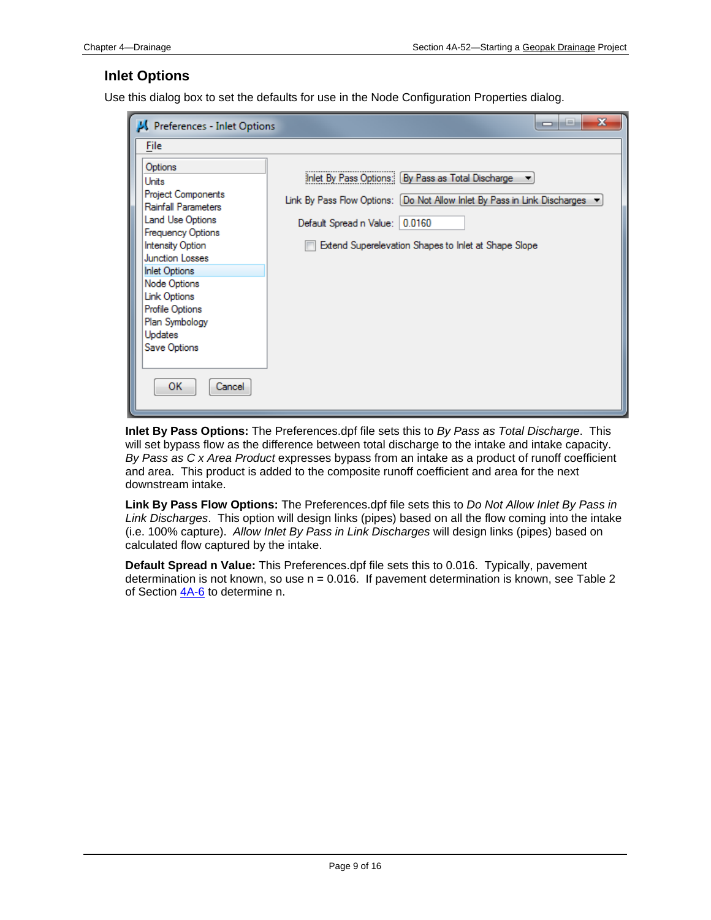## Inlet Options

Use this dialog box to set the defaults for use in the Node Configuration Properties dialog.

**Inlet By Pass Options:** The Preferences.dpf file sets this to *By Pass as Total Discharge*. This will set bypass flow as the difference between total discharge to the intake and intake capacity. *By Pass as C x Area Product* expresses bypass from an intake as a product of runoff coefficient and area. This product is added to the composite runoff coefficient and area for the next downstream intake.

**Link By Pass Flow Options:** The Preferences.dpf file sets this to *Do Not Allow Inlet By Pass in Link Discharges*. This option will design links (pipes) based on all the flow coming into the intake (i.e. 100% capture). *Allow Inlet By Pass in Link Discharges* will design links (pipes) based on calculated flow captured by the intake.

**Default Spread n Value:** This Preferences.dpf file sets this to 0.016. Typically, pavement determination is not known, so use n = 0.016. If pavement determination is known, see Table 2 of Section 4A-6 to determine n.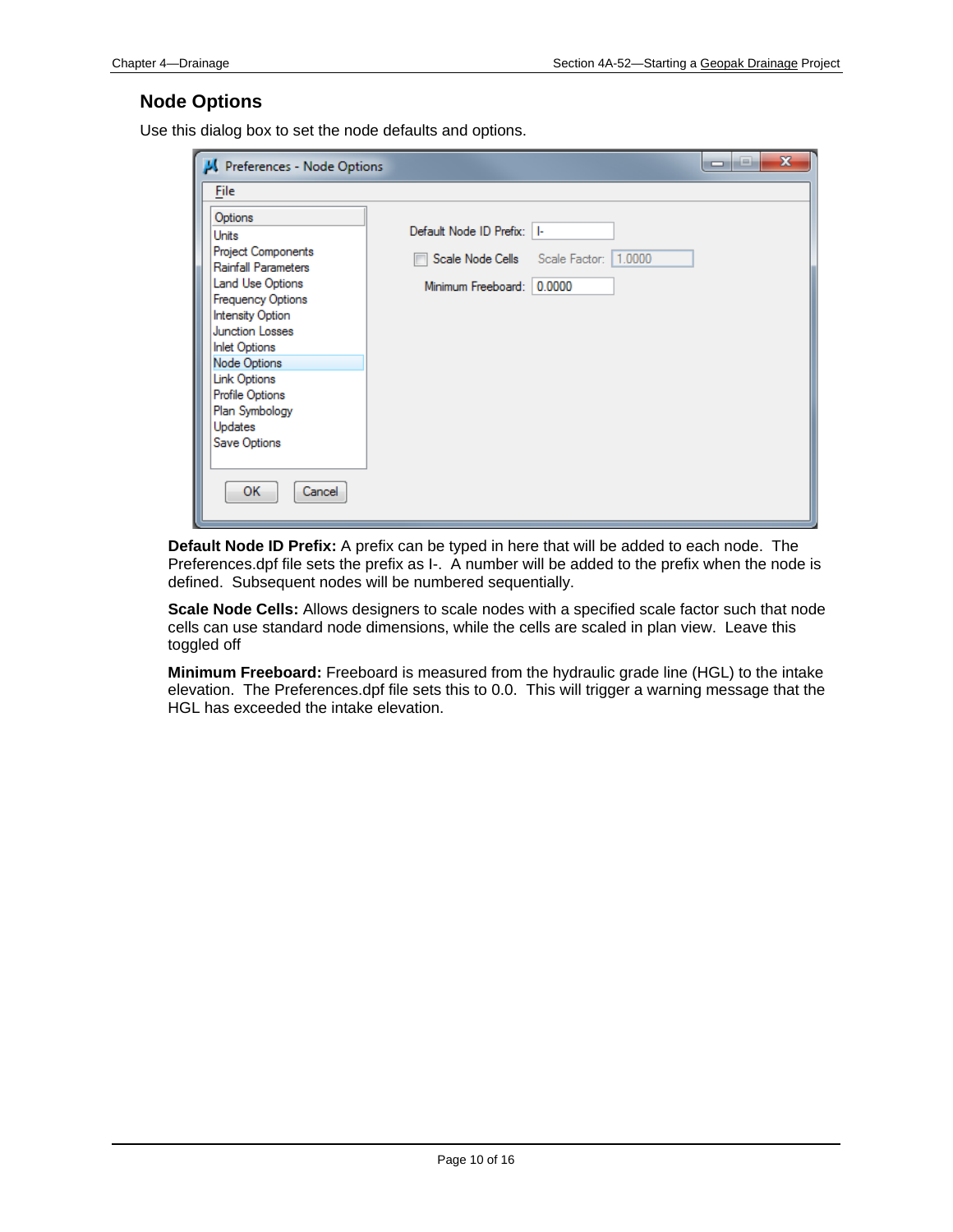## Node Options

Use this dialog box to set the node defaults and options.

**Default Node ID Prefix:** A prefix can be typed in here that will be added to each node. The Preferences.dpf file sets the prefix as I-. A number will be added to the prefix when the node is defined. Subsequent nodes will be numbered sequentially.

**Scale Node Cells:** Allows designers to scale nodes with a specified scale factor such that node cells can use standard node dimensions, while the cells are scaled in plan view. Leave this toggled off

**Minimum Freeboard:** Freeboard is measured from the hydraulic grade line (HGL) to the intake elevation. The Preferences.dpf file sets this to 0.0. This will trigger a warning message that the HGL has exceeded the intake elevation.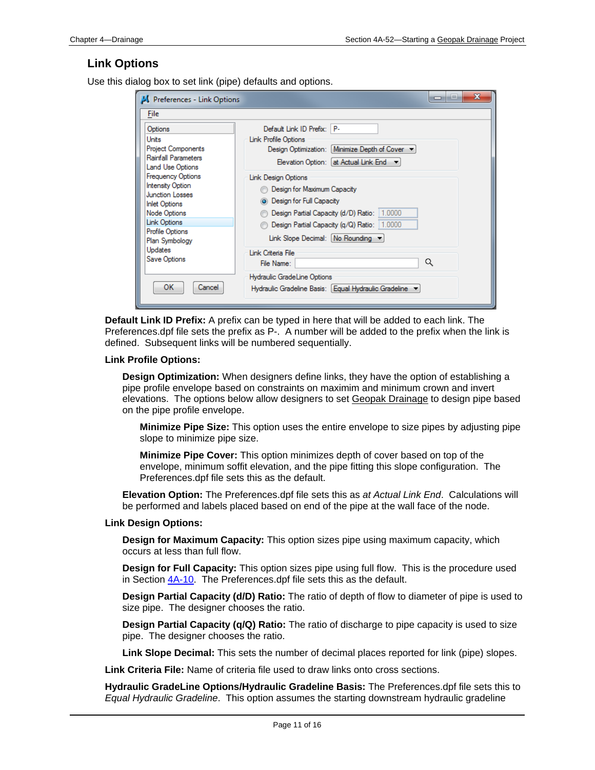## Link Options

Use this dialog box to set link (pipe) defaults and options.

**Default Link ID Prefix:** A prefix can be typed in here that will be added to each link. The Preferences.dpf file sets the prefix as P-. A number will be added to the prefix when the link is defined. Subsequent links will be numbered sequentially.

**Link Profile Options:**

**Design Optimization:** When designers define links, they have the option of establishing a pipe profile envelope based on constraints on maximim and minimum crown and invert elevations. The options below allow designers to set Geopak Drainage to design pipe based on the pipe profile envelope.

**Minimize Pipe Size:** This option uses the entire envelope to size pipes by adjusting pipe slope to minimize pipe size.

**Minimize Pipe Cover:** This option minimizes depth of cover based on top of the envelope, minimum soffit elevation, and the pipe fitting this slope configuration. The Preferences.dpf file sets this as the default.

**Elevation Option:** The Preferences.dpf file sets this as *at Actual Link End*. Calculations will be performed and labels placed based on end of the pipe at the wall face of the node.

**Link Design Options:**

**Design for Maximum Capacity:** This option sizes pipe using maximum capacity, which occurs at less than full flow.

**Design for Full Capacity:** This option sizes pipe using full flow. This is the procedure used in Section 4A-10. The Preferences.dpf file sets this as the default.

**Design Partial Capacity (d/D) Ratio:** The ratio of depth of flow to diameter of pipe is used to size pipe. The designer chooses the ratio.

**Design Partial Capacity (q/Q) Ratio:** The ratio of discharge to pipe capacity is used to size pipe. The designer chooses the ratio.

**Link Slope Decimal:** This sets the number of decimal places reported for link (pipe) slopes.

**Link Criteria File:** Name of criteria file used to draw links onto cross sections.

**Hydraulic GradeLine Options/Hydraulic Gradeline Basis:** The Preferences.dpf file sets this to *Equal Hydraulic Gradeline*. This option assumes the starting downstream hydraulic gradeline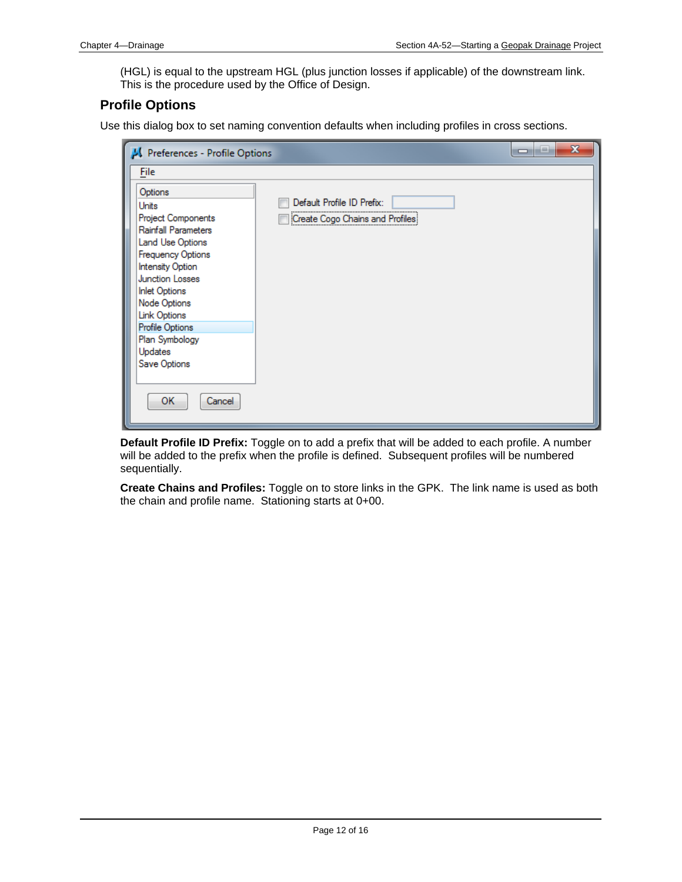(HGL) is equal to the upstream HGL (plus junction losses if applicable) of the downstream link. This is the procedure used by the Office of Design.

## Profile Options

Use this dialog box to set naming convention defaults when including profiles in cross sections.

**Default Profile ID Prefix:** Toggle on to add a prefix that will be added to each profile. A number will be added to the prefix when the profile is defined. Subsequent profiles will be numbered sequentially.

**Create Chains and Profiles:** Toggle on to store links in the GPK. The link name is used as both the chain and profile name. Stationing starts at 0+00.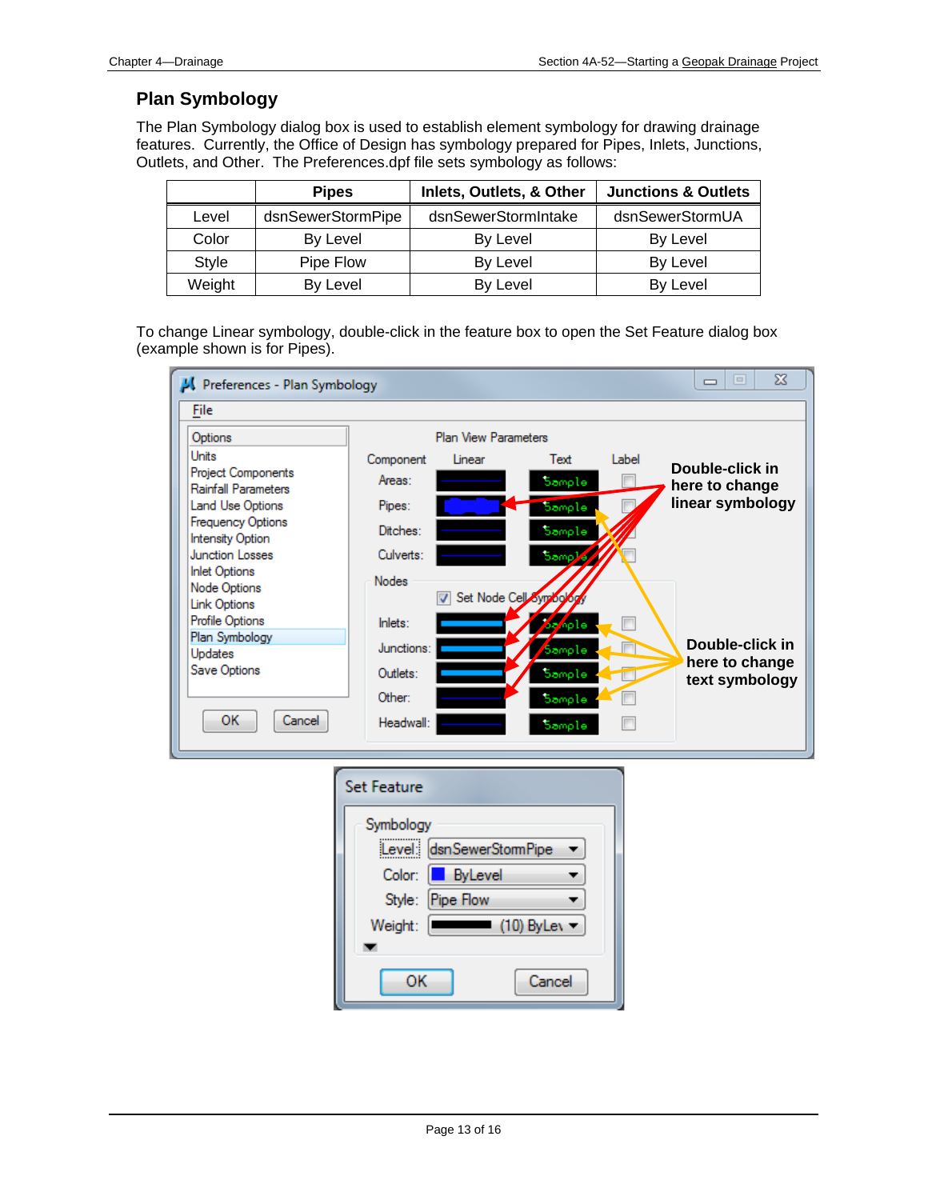## Plan Symbology

The Plan Symbology dialog box is used to establish element symbology for drawing drainage features. Currently, the Office of Design has symbology prepared for Pipes, Inlets, Junctions, Outlets, and Other. The Preferences.dpf file sets symbology as follows:

| | Pipes | Inlets, Outlets, & Other | Junctions & Outlets |
|---|---|---|---|
| Level | dsnSewerStormPipe | dsnSewerStormIntake | dsnSewerStormUA |
| Color | By Level | By Level | By Level |
| Style | Pipe Flow | By Level | By Level |
| Weight | By Level | By Level | By Level |

To change Linear symbology, double-click in the feature box to open the Set Feature dialog box (example shown is for Pipes).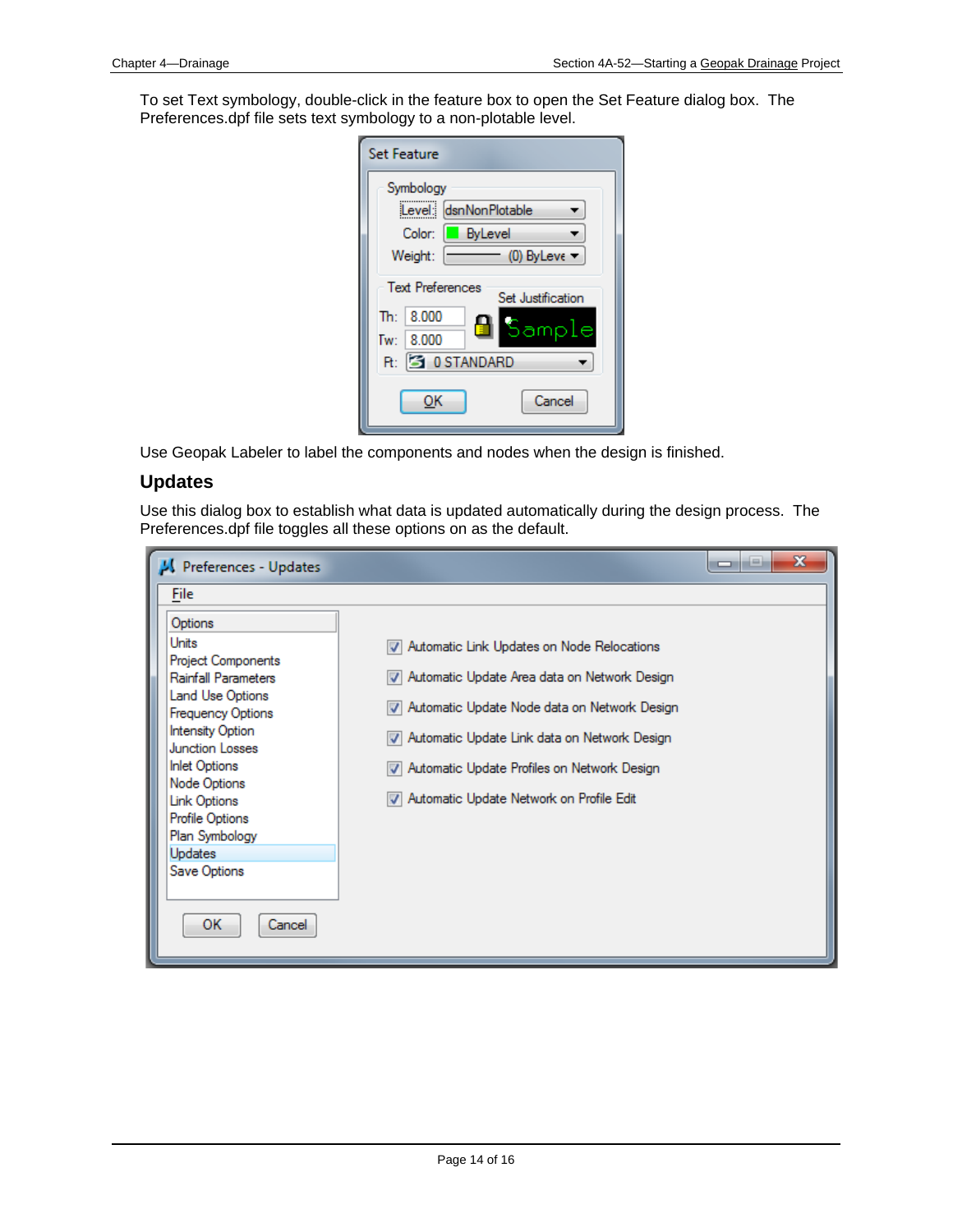To set Text symbology, double-click in the feature box to open the Set Feature dialog box. The Preferences.dpf file sets text symbology to a non-plotable level.

Use Geopak Labeler to label the components and nodes when the design is finished.

## Updates

Use this dialog box to establish what data is updated automatically during the design process. The Preferences.dpf file toggles all these options on as the default.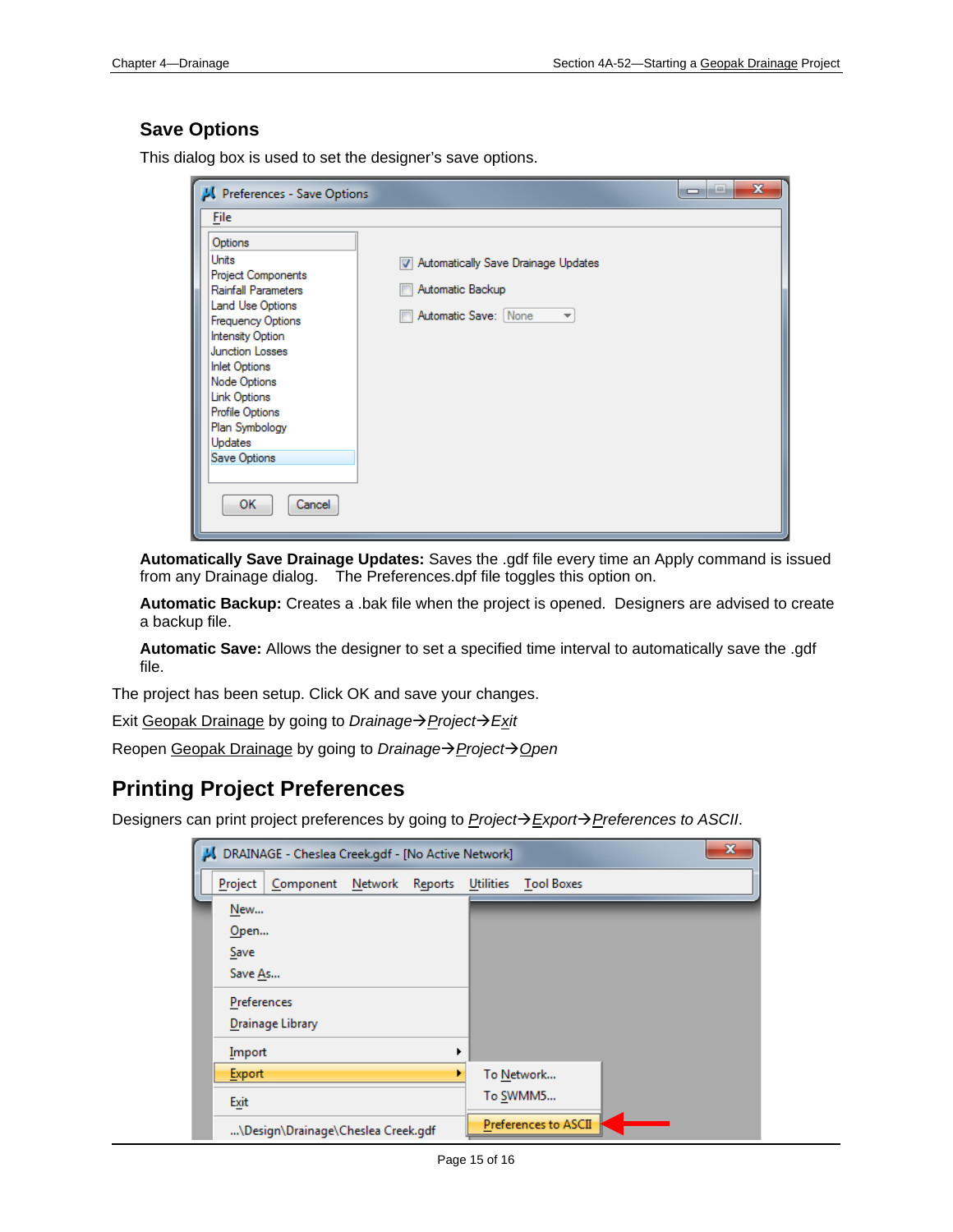### Save Options

This dialog box is used to set the designer's save options.

**Automatically Save Drainage Updates:** Saves the .gdf file every time an Apply command is issued from any Drainage dialog. The Preferences.dpf file toggles this option on.

**Automatic Backup:** Creates a .bak file when the project is opened. Designers are advised to create a backup file.

**Automatic Save:** Allows the designer to set a specified time interval to automatically save the .gdf file.

The project has been setup. Click OK and save your changes.

Exit Geopak Drainage by going to *Drainage→Project→Exit*

Reopen Geopak Drainage by going to *Drainage→Project→Open*

## Printing Project Preferences

Designers can print project preferences by going to *Project→Export→Preferences to ASCII*.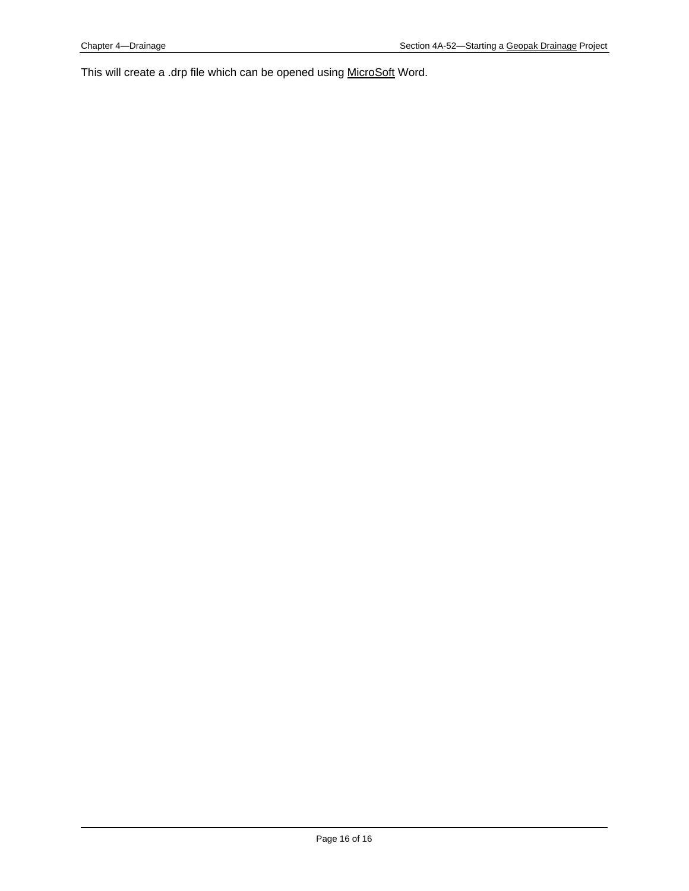This will create a .drp file which can be opened using MicroSoft Word.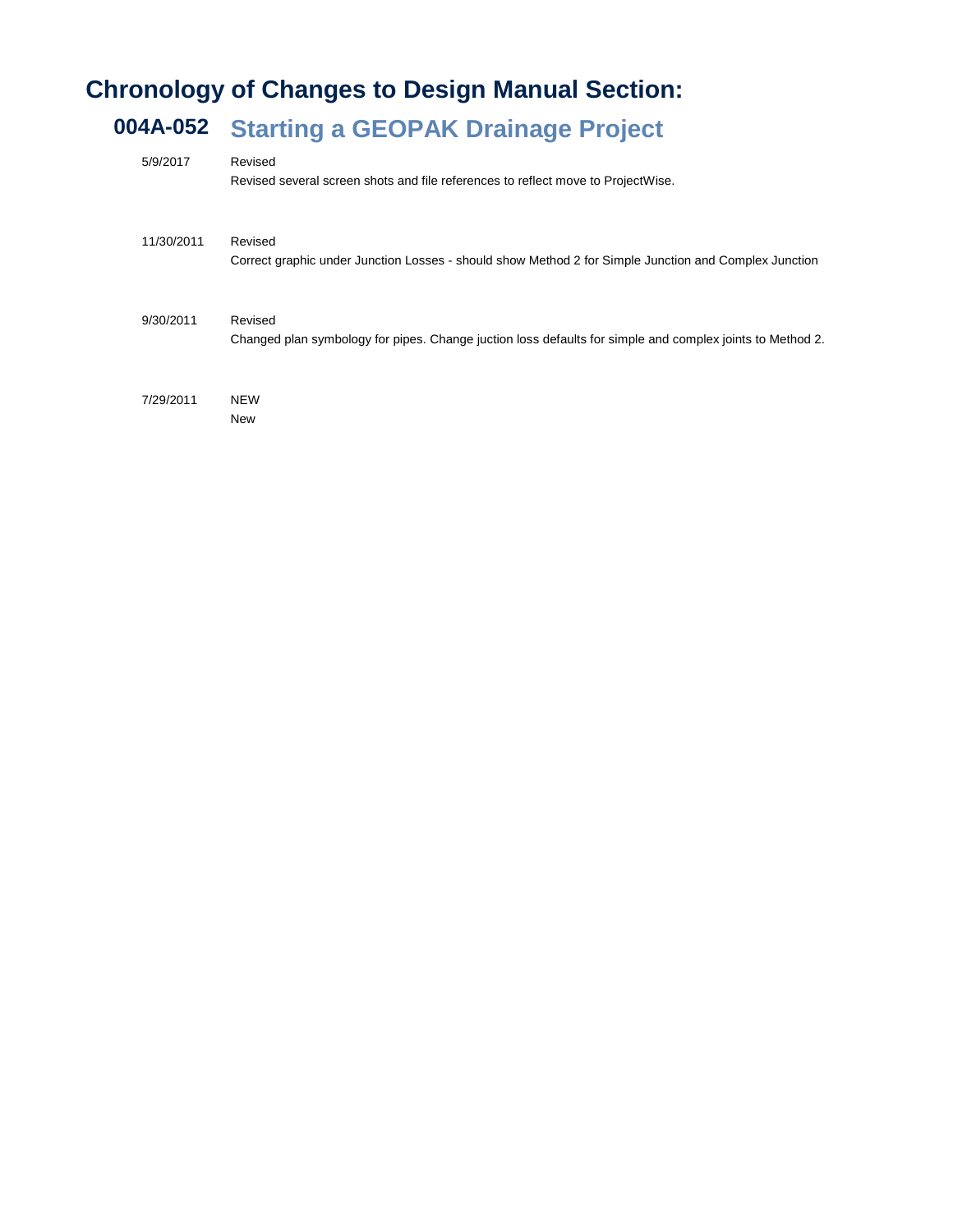# Chronology of Changes to Design Manual Section:

## 004A-052 Starting a GEOPAK Drainage Project

5/9/2017 Revised

Revised several screen shots and file references to reflect move to ProjectWise.

11/30/2011 Revised

Correct graphic under Junction Losses - should show Method 2 for Simple Junction and Complex Junction

9/30/2011 Revised

Changed plan symbology for pipes. Change juction loss defaults for simple and complex joints to Method 2.

7/29/2011 NEW

New